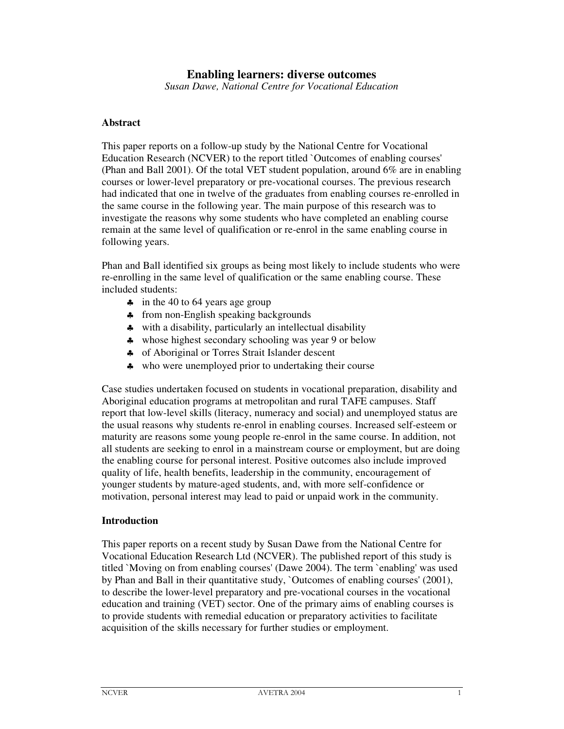# Enabling learners: diverse outcomes

*Susan Dawe, National Centre for Vocational Education*

## Abstract

This paper reports on a follow-up study by the National Centre for Vocational Education Research (NCVER) to the report titled `Outcomes of enabling courses' (Phan and Ball 2001). Of the total VET student population, around 6% are in enabling courses or lower-level preparatory or pre-vocational courses. The previous research had indicated that one in twelve of the graduates from enabling courses re-enrolled in the same course in the following year. The main purpose of this research was to investigate the reasons why some students who have completed an enabling course remain at the same level of qualification or re-enrol in the same enabling course in following years.

Phan and Ball identified six groups as being most likely to include students who were re-enrolling in the same level of qualification or the same enabling course. These included students:

- in the 40 to 64 years age group
- from non-English speaking backgrounds
- with a disability, particularly an intellectual disability
- whose highest secondary schooling was year 9 or below
- of Aboriginal or Torres Strait Islander descent
- who were unemployed prior to undertaking their course

Case studies undertaken focused on students in vocational preparation, disability and Aboriginal education programs at metropolitan and rural TAFE campuses. Staff report that low-level skills (literacy, numeracy and social) and unemployed status are the usual reasons why students re-enrol in enabling courses. Increased self-esteem or maturity are reasons some young people re-enrol in the same course. In addition, not all students are seeking to enrol in a mainstream course or employment, but are doing the enabling course for personal interest. Positive outcomes also include improved quality of life, health benefits, leadership in the community, encouragement of younger students by mature-aged students, and, with more self-confidence or motivation, personal interest may lead to paid or unpaid work in the community.

## Introduction

This paper reports on a recent study by Susan Dawe from the National Centre for Vocational Education Research Ltd (NCVER). The published report of this study is titled `Moving on from enabling courses' (Dawe 2004). The term `enabling' was used by Phan and Ball in their quantitative study, `Outcomes of enabling courses' (2001), to describe the lower-level preparatory and pre-vocational courses in the vocational education and training (VET) sector. One of the primary aims of enabling courses is to provide students with remedial education or preparatory activities to facilitate acquisition of the skills necessary for further studies or employment.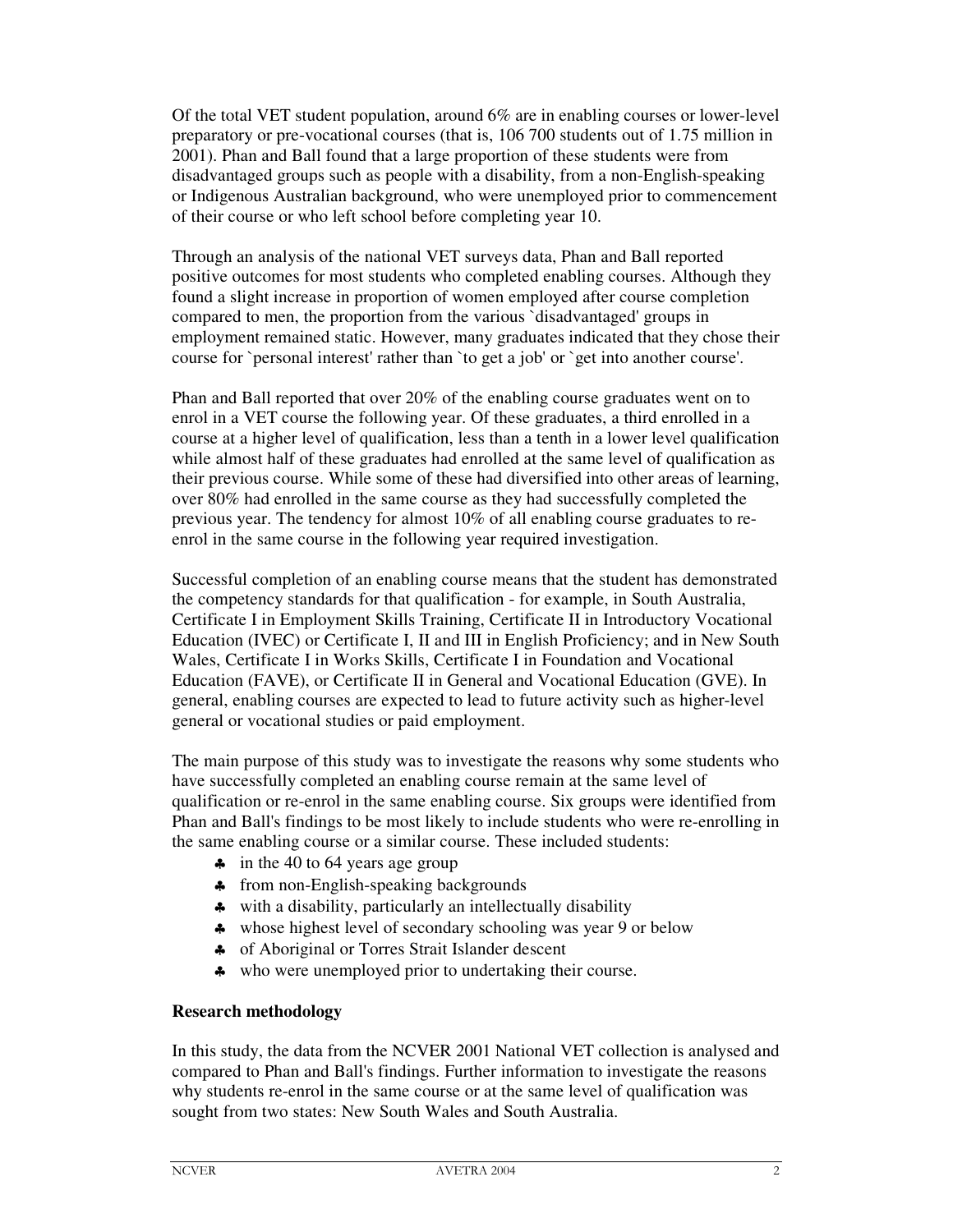Of the total VET student population, around 6% are in enabling courses or lower-level preparatory or pre-vocational courses (that is, 106 700 students out of 1.75 million in 2001). Phan and Ball found that a large proportion of these students were from disadvantaged groups such as people with a disability, from a non-English-speaking or Indigenous Australian background, who were unemployed prior to commencement of their course or who left school before completing year 10.

Through an analysis of the national VET surveys data, Phan and Ball reported positive outcomes for most students who completed enabling courses. Although they found a slight increase in proportion of women employed after course completion compared to men, the proportion from the various `disadvantaged' groups in employment remained static. However, many graduates indicated that they chose their course for `personal interest' rather than `to get a job' or `get into another course'.

Phan and Ball reported that over 20% of the enabling course graduates went on to enrol in a VET course the following year. Of these graduates, a third enrolled in a course at a higher level of qualification, less than a tenth in a lower level qualification while almost half of these graduates had enrolled at the same level of qualification as their previous course. While some of these had diversified into other areas of learning, over 80% had enrolled in the same course as they had successfully completed the previous year. The tendency for almost 10% of all enabling course graduates to re-enrol in the same course in the following year required investigation.

Successful completion of an enabling course means that the student has demonstrated the competency standards for that qualification - for example, in South Australia, Certificate I in Employment Skills Training, Certificate II in Introductory Vocational Education (IVEC) or Certificate I, II and III in English Proficiency; and in New South Wales, Certificate I in Works Skills, Certificate I in Foundation and Vocational Education (FAVE), or Certificate II in General and Vocational Education (GVE). In general, enabling courses are expected to lead to future activity such as higher-level general or vocational studies or paid employment.

The main purpose of this study was to investigate the reasons why some students who have successfully completed an enabling course remain at the same level of qualification or re-enrol in the same enabling course. Six groups were identified from Phan and Ball's findings to be most likely to include students who were re-enrolling in the same enabling course or a similar course. These included students:

- in the 40 to 64 years age group
- from non-English-speaking backgrounds
- with a disability, particularly an intellectually disability
- whose highest level of secondary schooling was year 9 or below
- of Aboriginal or Torres Strait Islander descent
- who were unemployed prior to undertaking their course.

**Research methodology**

In this study, the data from the NCVER 2001 National VET collection is analysed and compared to Phan and Ball's findings. Further information to investigate the reasons why students re-enrol in the same course or at the same level of qualification was sought from two states: New South Wales and South Australia.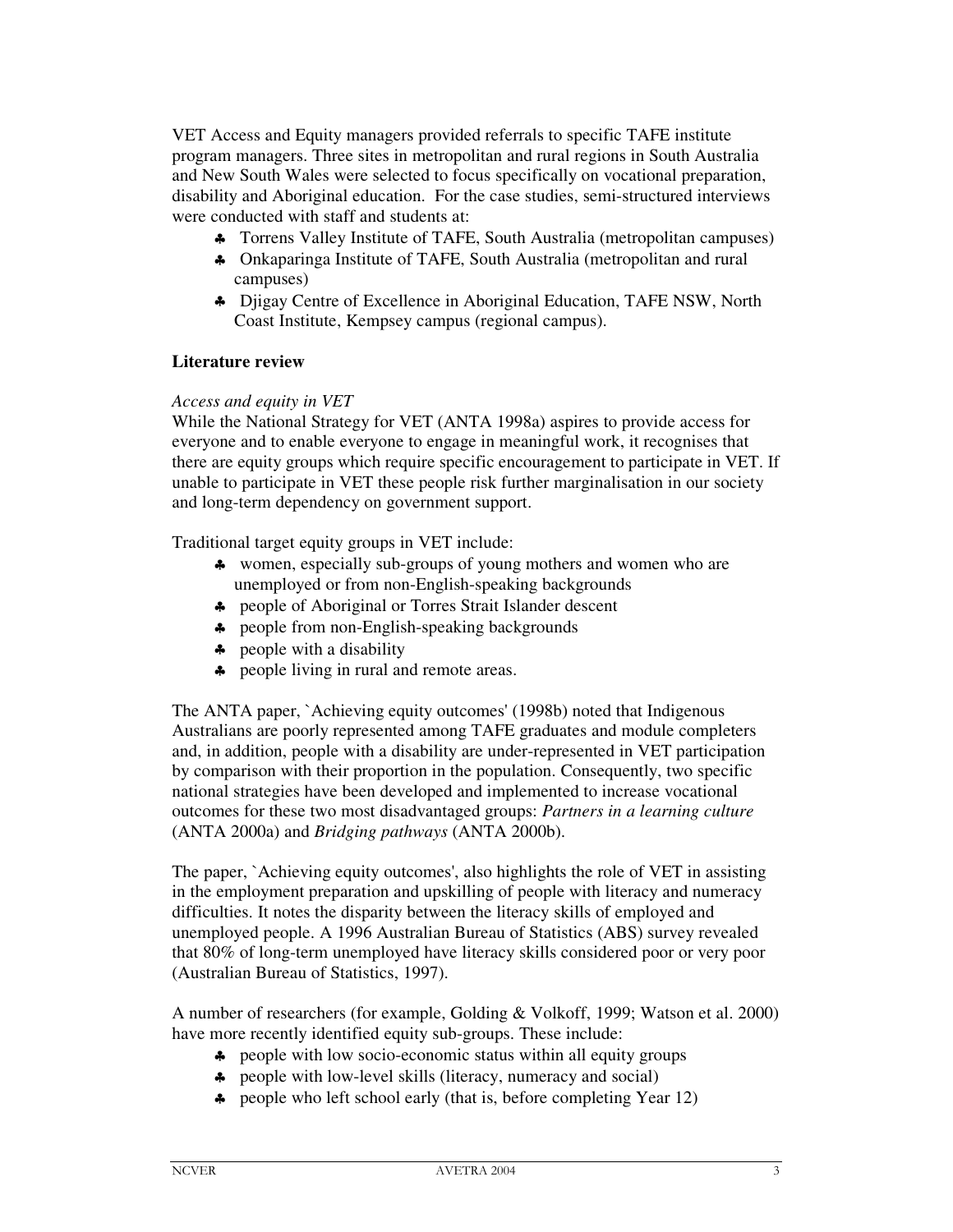VET Access and Equity managers provided referrals to specific TAFE institute program managers. Three sites in metropolitan and rural regions in South Australia and New South Wales were selected to focus specifically on vocational preparation, disability and Aboriginal education. For the case studies, semi-structured interviews were conducted with staff and students at:

- Torrens Valley Institute of TAFE, South Australia (metropolitan campuses)
- Onkaparinga Institute of TAFE, South Australia (metropolitan and rural campuses)
- Djigay Centre of Excellence in Aboriginal Education, TAFE NSW, North Coast Institute, Kempsey campus (regional campus).

**Literature review**

*Access and equity in VET*

While the National Strategy for VET (ANTA 1998a) aspires to provide access for everyone and to enable everyone to engage in meaningful work, it recognises that there are equity groups which require specific encouragement to participate in VET. If unable to participate in VET these people risk further marginalisation in our society and long-term dependency on government support.

Traditional target equity groups in VET include:

- women, especially sub-groups of young mothers and women who are unemployed or from non-English-speaking backgrounds
- people of Aboriginal or Torres Strait Islander descent
- people from non-English-speaking backgrounds
- people with a disability
- people living in rural and remote areas.

The ANTA paper, `Achieving equity outcomes' (1998b) noted that Indigenous Australians are poorly represented among TAFE graduates and module completers and, in addition, people with a disability are under-represented in VET participation by comparison with their proportion in the population. Consequently, two specific national strategies have been developed and implemented to increase vocational outcomes for these two most disadvantaged groups: *Partners in a learning culture* (ANTA 2000a) and *Bridging pathways* (ANTA 2000b).

The paper, `Achieving equity outcomes', also highlights the role of VET in assisting in the employment preparation and upskilling of people with literacy and numeracy difficulties. It notes the disparity between the literacy skills of employed and unemployed people. A 1996 Australian Bureau of Statistics (ABS) survey revealed that 80% of long-term unemployed have literacy skills considered poor or very poor (Australian Bureau of Statistics, 1997).

A number of researchers (for example, Golding & Volkoff, 1999; Watson et al. 2000) have more recently identified equity sub-groups. These include:

- people with low socio-economic status within all equity groups
- people with low-level skills (literacy, numeracy and social)
- people who left school early (that is, before completing Year 12)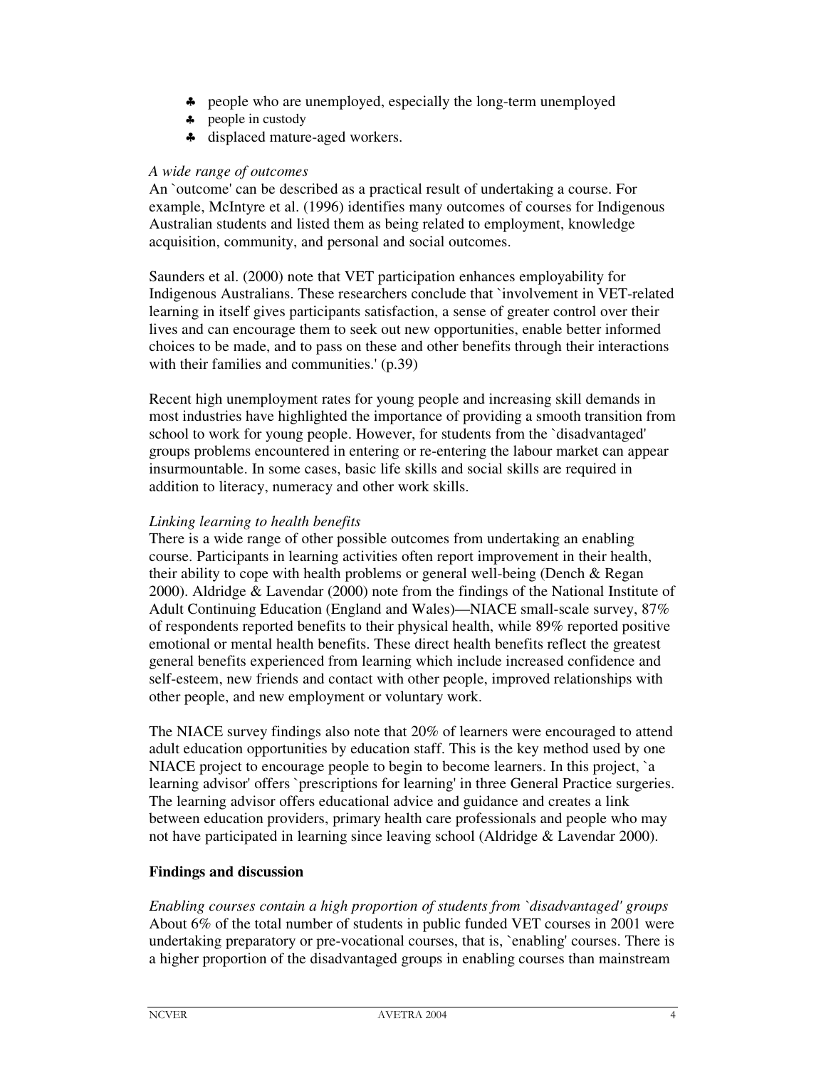- people who are unemployed, especially the long-term unemployed
- people in custody
- displaced mature-aged workers.

*A wide range of outcomes*
An `outcome' can be described as a practical result of undertaking a course. For example, McIntyre et al. (1996) identifies many outcomes of courses for Indigenous Australian students and listed them as being related to employment, knowledge acquisition, community, and personal and social outcomes.

Saunders et al. (2000) note that VET participation enhances employability for Indigenous Australians. These researchers conclude that `involvement in VET-related learning in itself gives participants satisfaction, a sense of greater control over their lives and can encourage them to seek out new opportunities, enable better informed choices to be made, and to pass on these and other benefits through their interactions with their families and communities.' (p.39)

Recent high unemployment rates for young people and increasing skill demands in most industries have highlighted the importance of providing a smooth transition from school to work for young people. However, for students from the `disadvantaged' groups problems encountered in entering or re-entering the labour market can appear insurmountable. In some cases, basic life skills and social skills are required in addition to literacy, numeracy and other work skills.

*Linking learning to health benefits*
There is a wide range of other possible outcomes from undertaking an enabling course. Participants in learning activities often report improvement in their health, their ability to cope with health problems or general well-being (Dench & Regan 2000). Aldridge & Lavendar (2000) note from the findings of the National Institute of Adult Continuing Education (England and Wales)—NIACE small-scale survey, 87% of respondents reported benefits to their physical health, while 89% reported positive emotional or mental health benefits. These direct health benefits reflect the greatest general benefits experienced from learning which include increased confidence and self-esteem, new friends and contact with other people, improved relationships with other people, and new employment or voluntary work.

The NIACE survey findings also note that 20% of learners were encouraged to attend adult education opportunities by education staff. This is the key method used by one NIACE project to encourage people to begin to become learners. In this project, `a learning advisor' offers `prescriptions for learning' in three General Practice surgeries. The learning advisor offers educational advice and guidance and creates a link between education providers, primary health care professionals and people who may not have participated in learning since leaving school (Aldridge & Lavendar 2000).

**Findings and discussion**

*Enabling courses contain a high proportion of students from `disadvantaged' groups*
About 6% of the total number of students in public funded VET courses in 2001 were undertaking preparatory or pre-vocational courses, that is, `enabling' courses. There is a higher proportion of the disadvantaged groups in enabling courses than mainstream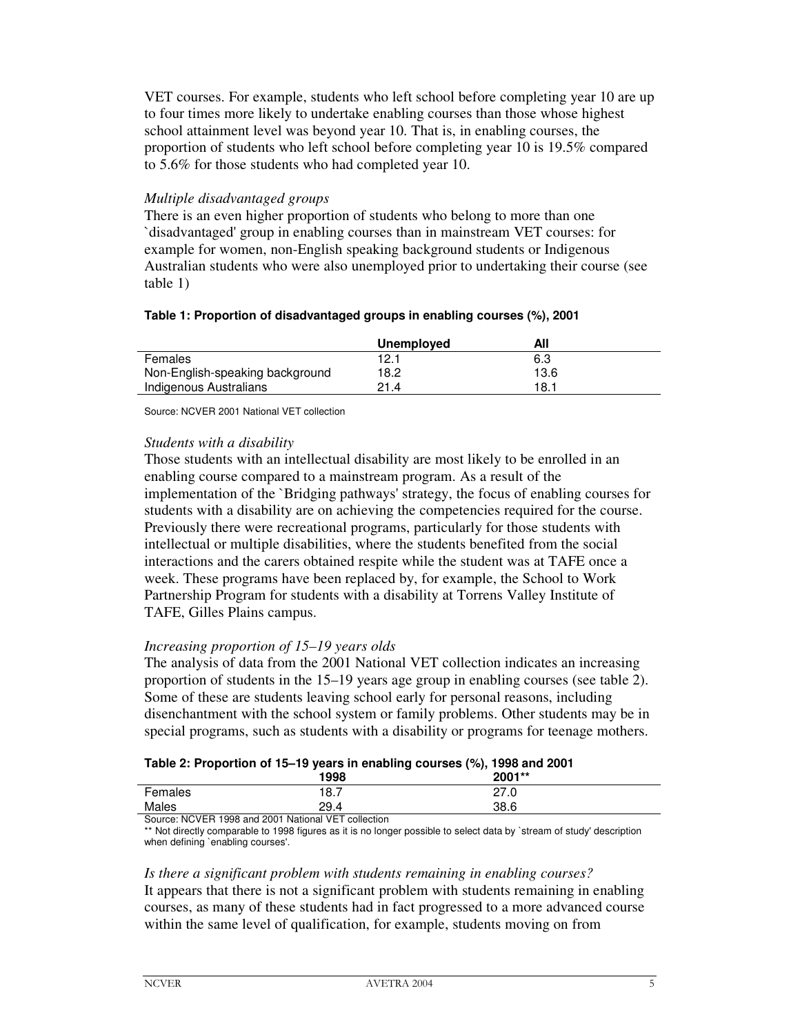VET courses. For example, students who left school before completing year 10 are up to four times more likely to undertake enabling courses than those whose highest school attainment level was beyond year 10. That is, in enabling courses, the proportion of students who left school before completing year 10 is 19.5% compared to 5.6% for those students who had completed year 10.

*Multiple disadvantaged groups*

There is an even higher proportion of students who belong to more than one `disadvantaged' group in enabling courses than in mainstream VET courses: for example for women, non-English speaking background students or Indigenous Australian students who were also unemployed prior to undertaking their course (see table 1)

**Table 1: Proportion of disadvantaged groups in enabling courses (%), 2001**

| | Unemployed | All |
|---|---|---|
| Females | 12.1 | 6.3 |
| Non-English-speaking background | 18.2 | 13.6 |
| Indigenous Australians | 21.4 | 18.1 |

Source: NCVER 2001 National VET collection

*Students with a disability*

Those students with an intellectual disability are most likely to be enrolled in an enabling course compared to a mainstream program. As a result of the implementation of the `Bridging pathways' strategy, the focus of enabling courses for students with a disability are on achieving the competencies required for the course. Previously there were recreational programs, particularly for those students with intellectual or multiple disabilities, where the students benefited from the social interactions and the carers obtained respite while the student was at TAFE once a week. These programs have been replaced by, for example, the School to Work Partnership Program for students with a disability at Torrens Valley Institute of TAFE, Gilles Plains campus.

*Increasing proportion of 15–19 years olds*

The analysis of data from the 2001 National VET collection indicates an increasing proportion of students in the 15–19 years age group in enabling courses (see table 2). Some of these are students leaving school early for personal reasons, including disenchantment with the school system or family problems. Other students may be in special programs, such as students with a disability or programs for teenage mothers.

**Table 2: Proportion of 15–19 years in enabling courses (%), 1998 and 2001**

| | 1998 | 2001** |
|---|---|---|
| Females | 18.7 | 27.0 |
| Males | 29.4 | 38.6 |

Source: NCVER 1998 and 2001 National VET collection

** Not directly comparable to 1998 figures as it is no longer possible to select data by `stream of study' description when defining `enabling courses'.

*Is there a significant problem with students remaining in enabling courses?*

It appears that there is not a significant problem with students remaining in enabling courses, as many of these students had in fact progressed to a more advanced course within the same level of qualification, for example, students moving on from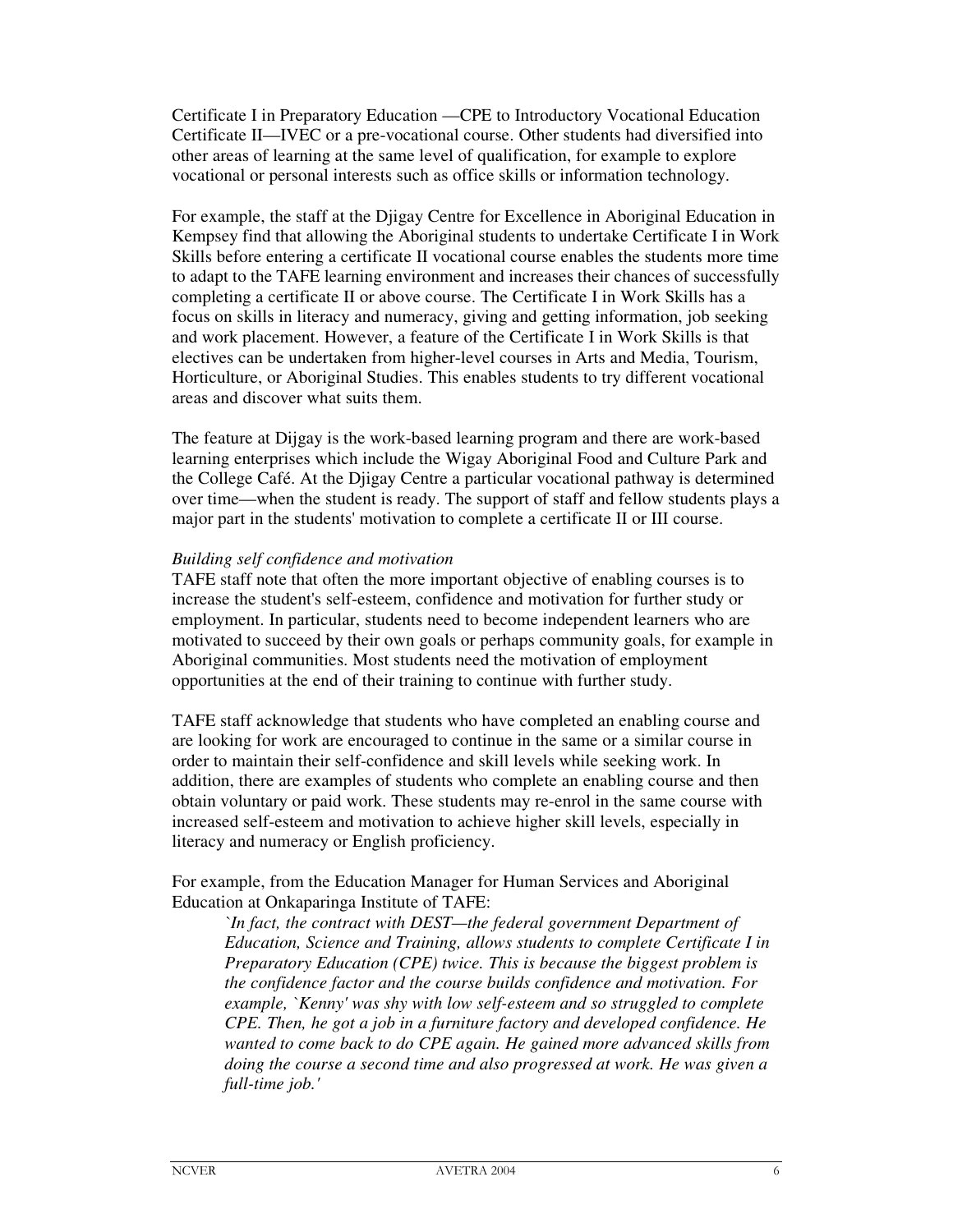Certificate I in Preparatory Education —CPE to Introductory Vocational Education Certificate II—IVEC or a pre-vocational course. Other students had diversified into other areas of learning at the same level of qualification, for example to explore vocational or personal interests such as office skills or information technology.

For example, the staff at the Djigay Centre for Excellence in Aboriginal Education in Kempsey find that allowing the Aboriginal students to undertake Certificate I in Work Skills before entering a certificate II vocational course enables the students more time to adapt to the TAFE learning environment and increases their chances of successfully completing a certificate II or above course. The Certificate I in Work Skills has a focus on skills in literacy and numeracy, giving and getting information, job seeking and work placement. However, a feature of the Certificate I in Work Skills is that electives can be undertaken from higher-level courses in Arts and Media, Tourism, Horticulture, or Aboriginal Studies. This enables students to try different vocational areas and discover what suits them.

The feature at Dijgay is the work-based learning program and there are work-based learning enterprises which include the Wigay Aboriginal Food and Culture Park and the College Café. At the Djigay Centre a particular vocational pathway is determined over time—when the student is ready. The support of staff and fellow students plays a major part in the students' motivation to complete a certificate II or III course.

*Building self confidence and motivation*

TAFE staff note that often the more important objective of enabling courses is to increase the student's self-esteem, confidence and motivation for further study or employment. In particular, students need to become independent learners who are motivated to succeed by their own goals or perhaps community goals, for example in Aboriginal communities. Most students need the motivation of employment opportunities at the end of their training to continue with further study.

TAFE staff acknowledge that students who have completed an enabling course and are looking for work are encouraged to continue in the same or a similar course in order to maintain their self-confidence and skill levels while seeking work. In addition, there are examples of students who complete an enabling course and then obtain voluntary or paid work. These students may re-enrol in the same course with increased self-esteem and motivation to achieve higher skill levels, especially in literacy and numeracy or English proficiency.

For example, from the Education Manager for Human Services and Aboriginal Education at Onkaparinga Institute of TAFE:

> *`In fact, the contract with DEST—the federal government Department of Education, Science and Training, allows students to complete Certificate I in Preparatory Education (CPE) twice. This is because the biggest problem is the confidence factor and the course builds confidence and motivation. For example, `Kenny' was shy with low self-esteem and so struggled to complete CPE. Then, he got a job in a furniture factory and developed confidence. He wanted to come back to do CPE again. He gained more advanced skills from doing the course a second time and also progressed at work. He was given a full-time job.'*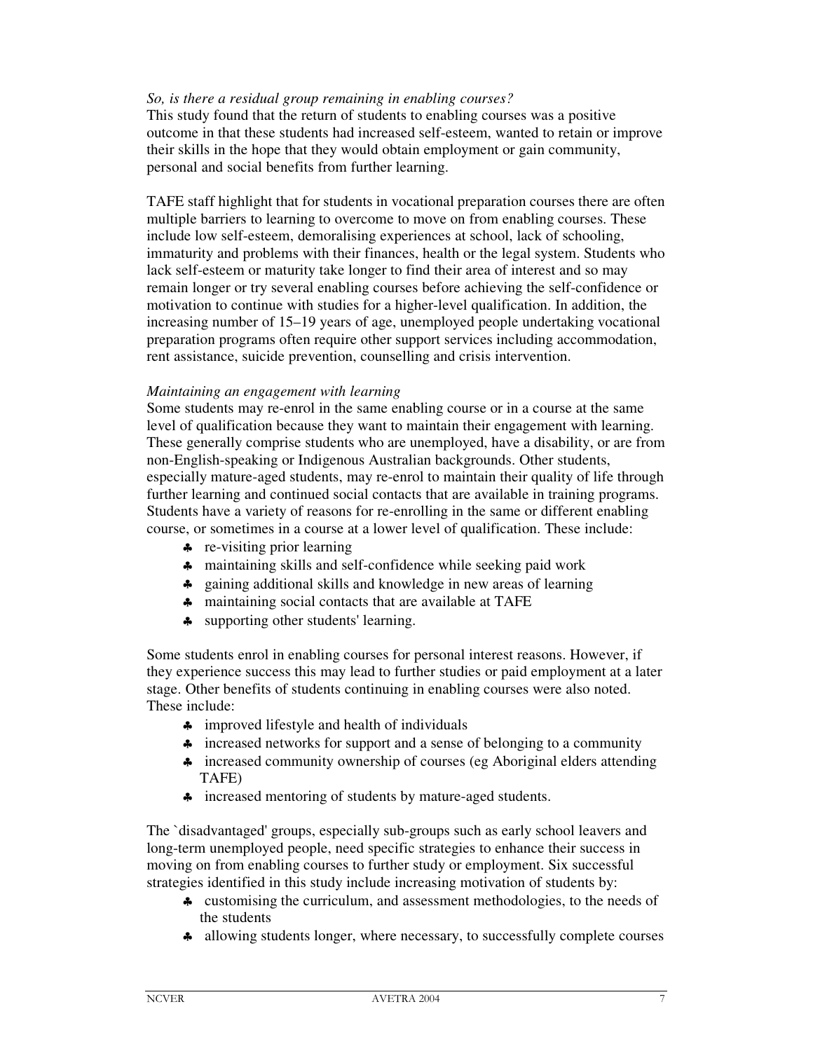*So, is there a residual group remaining in enabling courses?*
This study found that the return of students to enabling courses was a positive outcome in that these students had increased self-esteem, wanted to retain or improve their skills in the hope that they would obtain employment or gain community, personal and social benefits from further learning.

TAFE staff highlight that for students in vocational preparation courses there are often multiple barriers to learning to overcome to move on from enabling courses. These include low self-esteem, demoralising experiences at school, lack of schooling, immaturity and problems with their finances, health or the legal system. Students who lack self-esteem or maturity take longer to find their area of interest and so may remain longer or try several enabling courses before achieving the self-confidence or motivation to continue with studies for a higher-level qualification. In addition, the increasing number of 15–19 years of age, unemployed people undertaking vocational preparation programs often require other support services including accommodation, rent assistance, suicide prevention, counselling and crisis intervention.

*Maintaining an engagement with learning*
Some students may re-enrol in the same enabling course or in a course at the same level of qualification because they want to maintain their engagement with learning. These generally comprise students who are unemployed, have a disability, or are from non-English-speaking or Indigenous Australian backgrounds. Other students, especially mature-aged students, may re-enrol to maintain their quality of life through further learning and continued social contacts that are available in training programs. Students have a variety of reasons for re-enrolling in the same or different enabling course, or sometimes in a course at a lower level of qualification. These include:

- re-visiting prior learning
- maintaining skills and self-confidence while seeking paid work
- gaining additional skills and knowledge in new areas of learning
- maintaining social contacts that are available at TAFE
- supporting other students' learning.

Some students enrol in enabling courses for personal interest reasons. However, if they experience success this may lead to further studies or paid employment at a later stage. Other benefits of students continuing in enabling courses were also noted. These include:

- improved lifestyle and health of individuals
- increased networks for support and a sense of belonging to a community
- increased community ownership of courses (eg Aboriginal elders attending TAFE)
- increased mentoring of students by mature-aged students.

The `disadvantaged' groups, especially sub-groups such as early school leavers and long-term unemployed people, need specific strategies to enhance their success in moving on from enabling courses to further study or employment. Six successful strategies identified in this study include increasing motivation of students by:

- customising the curriculum, and assessment methodologies, to the needs of the students
- allowing students longer, where necessary, to successfully complete courses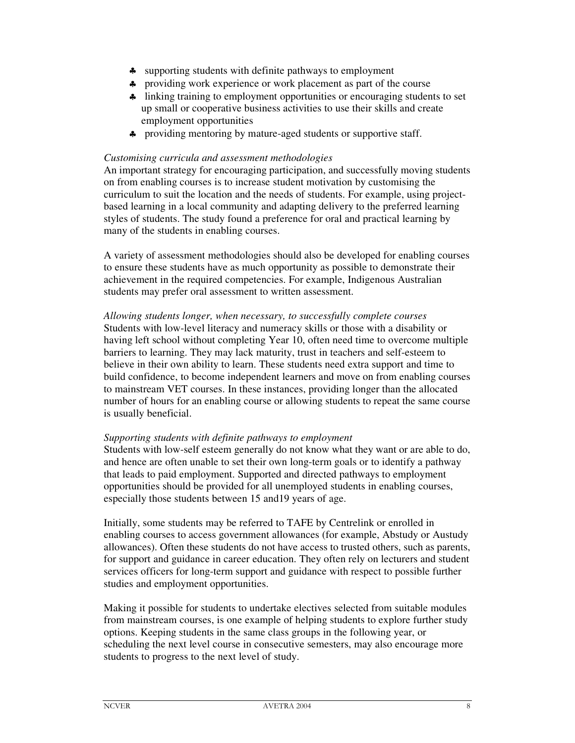- supporting students with definite pathways to employment
- providing work experience or work placement as part of the course
- linking training to employment opportunities or encouraging students to set up small or cooperative business activities to use their skills and create employment opportunities
- providing mentoring by mature-aged students or supportive staff.

*Customising curricula and assessment methodologies*

An important strategy for encouraging participation, and successfully moving students on from enabling courses is to increase student motivation by customising the curriculum to suit the location and the needs of students. For example, using project-based learning in a local community and adapting delivery to the preferred learning styles of students. The study found a preference for oral and practical learning by many of the students in enabling courses.

A variety of assessment methodologies should also be developed for enabling courses to ensure these students have as much opportunity as possible to demonstrate their achievement in the required competencies. For example, Indigenous Australian students may prefer oral assessment to written assessment.

*Allowing students longer, when necessary, to successfully complete courses*

Students with low-level literacy and numeracy skills or those with a disability or having left school without completing Year 10, often need time to overcome multiple barriers to learning. They may lack maturity, trust in teachers and self-esteem to believe in their own ability to learn. These students need extra support and time to build confidence, to become independent learners and move on from enabling courses to mainstream VET courses. In these instances, providing longer than the allocated number of hours for an enabling course or allowing students to repeat the same course is usually beneficial.

*Supporting students with definite pathways to employment*

Students with low-self esteem generally do not know what they want or are able to do, and hence are often unable to set their own long-term goals or to identify a pathway that leads to paid employment. Supported and directed pathways to employment opportunities should be provided for all unemployed students in enabling courses, especially those students between 15 and19 years of age.

Initially, some students may be referred to TAFE by Centrelink or enrolled in enabling courses to access government allowances (for example, Abstudy or Austudy allowances). Often these students do not have access to trusted others, such as parents, for support and guidance in career education. They often rely on lecturers and student services officers for long-term support and guidance with respect to possible further studies and employment opportunities.

Making it possible for students to undertake electives selected from suitable modules from mainstream courses, is one example of helping students to explore further study options. Keeping students in the same class groups in the following year, or scheduling the next level course in consecutive semesters, may also encourage more students to progress to the next level of study.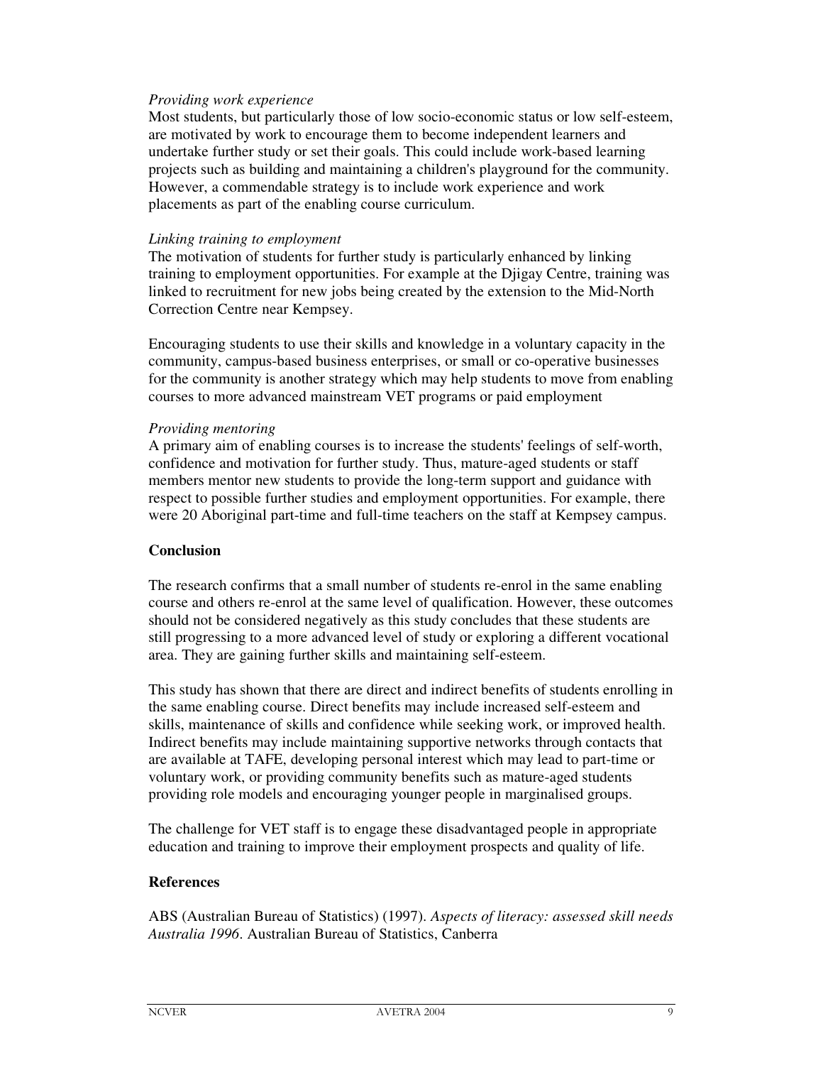*Providing work experience*
Most students, but particularly those of low socio-economic status or low self-esteem, are motivated by work to encourage them to become independent learners and undertake further study or set their goals. This could include work-based learning projects such as building and maintaining a children's playground for the community. However, a commendable strategy is to include work experience and work placements as part of the enabling course curriculum.

*Linking training to employment*
The motivation of students for further study is particularly enhanced by linking training to employment opportunities. For example at the Djigay Centre, training was linked to recruitment for new jobs being created by the extension to the Mid-North Correction Centre near Kempsey.

Encouraging students to use their skills and knowledge in a voluntary capacity in the community, campus-based business enterprises, or small or co-operative businesses for the community is another strategy which may help students to move from enabling courses to more advanced mainstream VET programs or paid employment

*Providing mentoring*
A primary aim of enabling courses is to increase the students' feelings of self-worth, confidence and motivation for further study. Thus, mature-aged students or staff members mentor new students to provide the long-term support and guidance with respect to possible further studies and employment opportunities. For example, there were 20 Aboriginal part-time and full-time teachers on the staff at Kempsey campus.

## Conclusion

The research confirms that a small number of students re-enrol in the same enabling course and others re-enrol at the same level of qualification. However, these outcomes should not be considered negatively as this study concludes that these students are still progressing to a more advanced level of study or exploring a different vocational area. They are gaining further skills and maintaining self-esteem.

This study has shown that there are direct and indirect benefits of students enrolling in the same enabling course. Direct benefits may include increased self-esteem and skills, maintenance of skills and confidence while seeking work, or improved health. Indirect benefits may include maintaining supportive networks through contacts that are available at TAFE, developing personal interest which may lead to part-time or voluntary work, or providing community benefits such as mature-aged students providing role models and encouraging younger people in marginalised groups.

The challenge for VET staff is to engage these disadvantaged people in appropriate education and training to improve their employment prospects and quality of life.

## References

ABS (Australian Bureau of Statistics) (1997). *Aspects of literacy: assessed skill needs Australia 1996*. Australian Bureau of Statistics, Canberra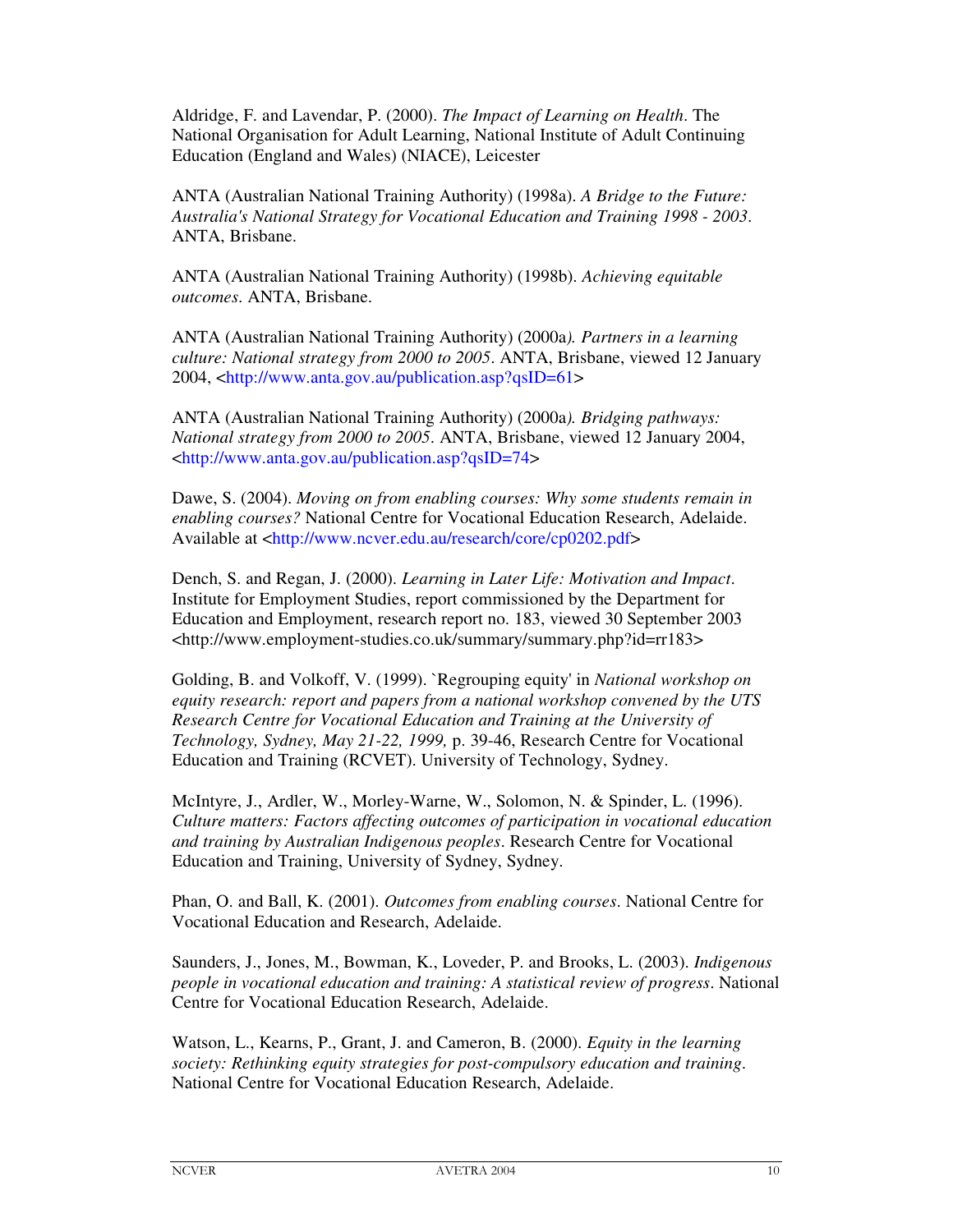Aldridge, F. and Lavendar, P. (2000). *The Impact of Learning on Health*. The National Organisation for Adult Learning, National Institute of Adult Continuing Education (England and Wales) (NIACE), Leicester

ANTA (Australian National Training Authority) (1998a). *A Bridge to the Future: Australia's National Strategy for Vocational Education and Training 1998 - 2003*. ANTA, Brisbane.

ANTA (Australian National Training Authority) (1998b). *Achieving equitable outcomes*. ANTA, Brisbane.

ANTA (Australian National Training Authority) (2000a*). Partners in a learning culture: National strategy from 2000 to 2005*. ANTA, Brisbane, viewed 12 January 2004, <http://www.anta.gov.au/publication.asp?qsID=61>

ANTA (Australian National Training Authority) (2000a*). Bridging pathways: National strategy from 2000 to 2005*. ANTA, Brisbane, viewed 12 January 2004, <http://www.anta.gov.au/publication.asp?qsID=74>

Dawe, S. (2004). *Moving on from enabling courses: Why some students remain in enabling courses?* National Centre for Vocational Education Research, Adelaide. Available at <http://www.ncver.edu.au/research/core/cp0202.pdf>

Dench, S. and Regan, J. (2000). *Learning in Later Life: Motivation and Impact*. Institute for Employment Studies, report commissioned by the Department for Education and Employment, research report no. 183, viewed 30 September 2003 <http://www.employment-studies.co.uk/summary/summary.php?id=rr183>

Golding, B. and Volkoff, V. (1999). `Regrouping equity' in *National workshop on equity research: report and papers from a national workshop convened by the UTS Research Centre for Vocational Education and Training at the University of Technology, Sydney, May 21-22, 1999,* p. 39-46, Research Centre for Vocational Education and Training (RCVET). University of Technology, Sydney.

McIntyre, J., Ardler, W., Morley-Warne, W., Solomon, N. & Spinder, L. (1996). *Culture matters: Factors affecting outcomes of participation in vocational education and training by Australian Indigenous peoples*. Research Centre for Vocational Education and Training, University of Sydney, Sydney.

Phan, O. and Ball, K. (2001). *Outcomes from enabling courses*. National Centre for Vocational Education and Research, Adelaide.

Saunders, J., Jones, M., Bowman, K., Loveder, P. and Brooks, L. (2003). *Indigenous people in vocational education and training: A statistical review of progress*. National Centre for Vocational Education Research, Adelaide.

Watson, L., Kearns, P., Grant, J. and Cameron, B. (2000). *Equity in the learning society: Rethinking equity strategies for post-compulsory education and training*. National Centre for Vocational Education Research, Adelaide.